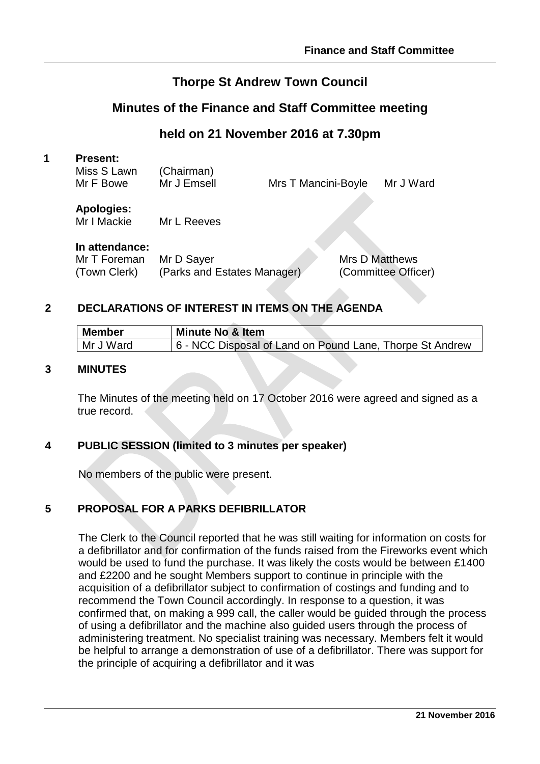# Thorpe St Andrew Town Council

## Minutes of the Finance and Staff Committee meeting

## held on 21 November 2016 at 7.30pm

**1 Present:**

Miss S Lawn (Chairman)
Mr F Bowe Mr J Emsell Mrs T Mancini-Boyle Mr J Ward

**Apologies:**

Mr I Mackie Mr L Reeves

**In attendance:**

Mr T Foreman (Town Clerk) Mr D Sayer (Parks and Estates Manager) Mrs D Matthews (Committee Officer)

**2 DECLARATIONS OF INTEREST IN ITEMS ON THE AGENDA**

| Member | Minute No & Item |
|---|---|
| Mr J Ward | 6 - NCC Disposal of Land on Pound Lane, Thorpe St Andrew |

**3 MINUTES**

The Minutes of the meeting held on 17 October 2016 were agreed and signed as a true record.

**4 PUBLIC SESSION (limited to 3 minutes per speaker)**

No members of the public were present.

**5 PROPOSAL FOR A PARKS DEFIBRILLATOR**

The Clerk to the Council reported that he was still waiting for information on costs for a defibrillator and for confirmation of the funds raised from the Fireworks event which would be used to fund the purchase. It was likely the costs would be between £1400 and £2200 and he sought Members support to continue in principle with the acquisition of a defibrillator subject to confirmation of costings and funding and to recommend the Town Council accordingly. In response to a question, it was confirmed that, on making a 999 call, the caller would be guided through the process of using a defibrillator and the machine also guided users through the process of administering treatment. No specialist training was necessary. Members felt it would be helpful to arrange a demonstration of use of a defibrillator. There was support for the principle of acquiring a defibrillator and it was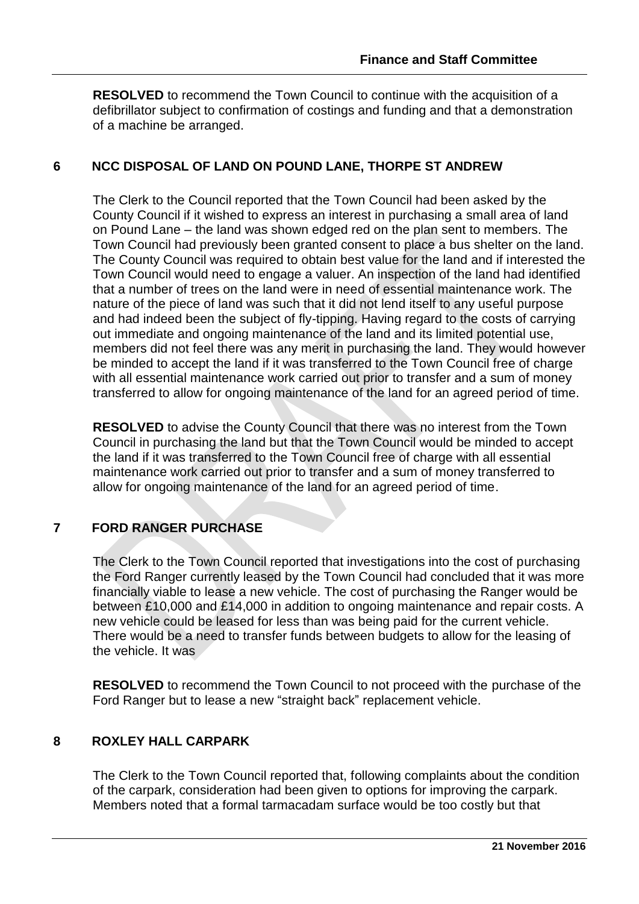**RESOLVED** to recommend the Town Council to continue with the acquisition of a defibrillator subject to confirmation of costings and funding and that a demonstration of a machine be arranged.

## 6 NCC DISPOSAL OF LAND ON POUND LANE, THORPE ST ANDREW

The Clerk to the Council reported that the Town Council had been asked by the County Council if it wished to express an interest in purchasing a small area of land on Pound Lane – the land was shown edged red on the plan sent to members. The Town Council had previously been granted consent to place a bus shelter on the land. The County Council was required to obtain best value for the land and if interested the Town Council would need to engage a valuer. An inspection of the land had identified that a number of trees on the land were in need of essential maintenance work. The nature of the piece of land was such that it did not lend itself to any useful purpose and had indeed been the subject of fly-tipping. Having regard to the costs of carrying out immediate and ongoing maintenance of the land and its limited potential use, members did not feel there was any merit in purchasing the land. They would however be minded to accept the land if it was transferred to the Town Council free of charge with all essential maintenance work carried out prior to transfer and a sum of money transferred to allow for ongoing maintenance of the land for an agreed period of time.

**RESOLVED** to advise the County Council that there was no interest from the Town Council in purchasing the land but that the Town Council would be minded to accept the land if it was transferred to the Town Council free of charge with all essential maintenance work carried out prior to transfer and a sum of money transferred to allow for ongoing maintenance of the land for an agreed period of time.

## 7 FORD RANGER PURCHASE

The Clerk to the Town Council reported that investigations into the cost of purchasing the Ford Ranger currently leased by the Town Council had concluded that it was more financially viable to lease a new vehicle. The cost of purchasing the Ranger would be between £10,000 and £14,000 in addition to ongoing maintenance and repair costs. A new vehicle could be leased for less than was being paid for the current vehicle. There would be a need to transfer funds between budgets to allow for the leasing of the vehicle. It was

**RESOLVED** to recommend the Town Council to not proceed with the purchase of the Ford Ranger but to lease a new "straight back" replacement vehicle.

## 8 ROXLEY HALL CARPARK

The Clerk to the Town Council reported that, following complaints about the condition of the carpark, consideration had been given to options for improving the carpark. Members noted that a formal tarmacadam surface would be too costly but that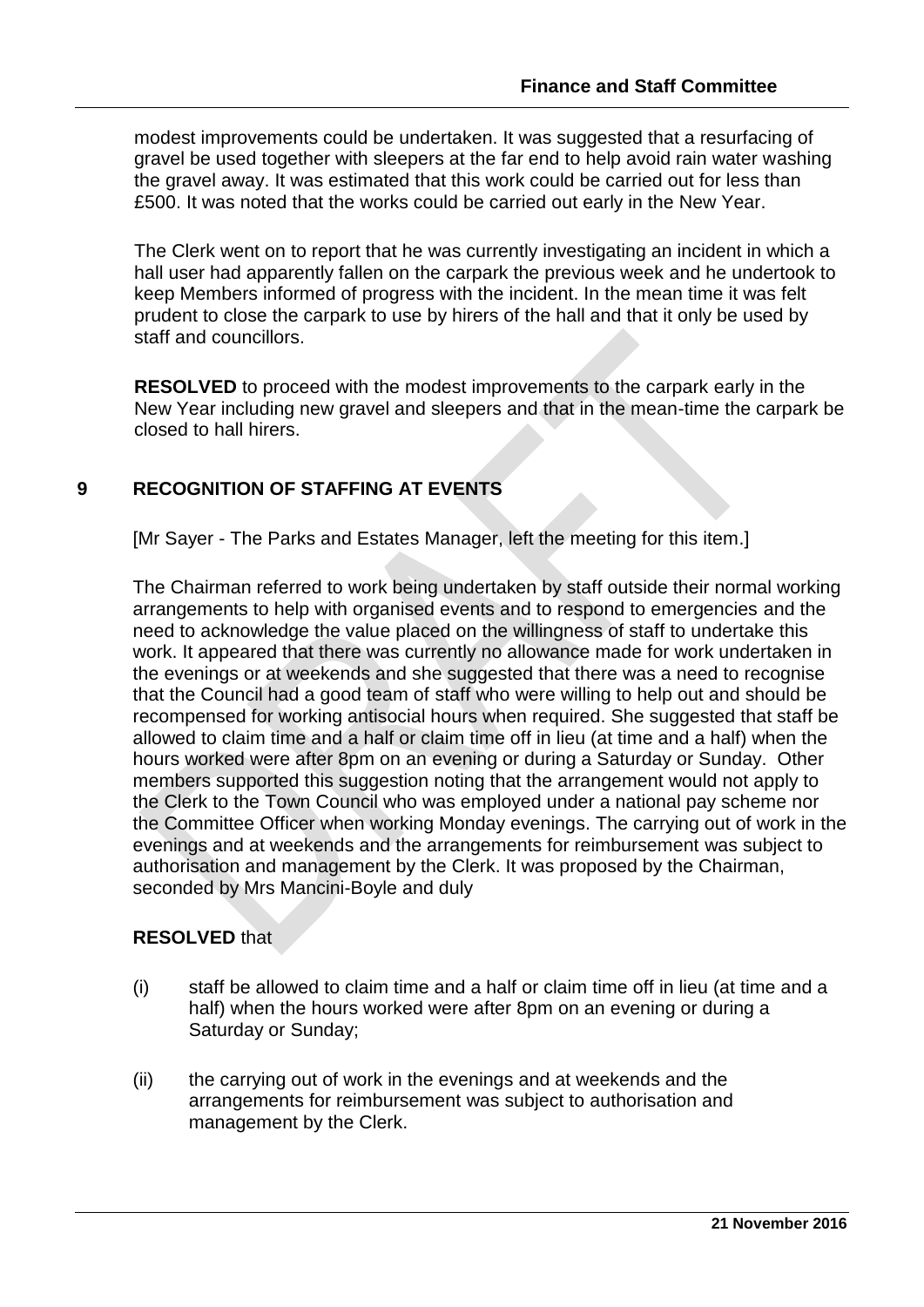modest improvements could be undertaken. It was suggested that a resurfacing of gravel be used together with sleepers at the far end to help avoid rain water washing the gravel away. It was estimated that this work could be carried out for less than £500. It was noted that the works could be carried out early in the New Year.

The Clerk went on to report that he was currently investigating an incident in which a hall user had apparently fallen on the carpark the previous week and he undertook to keep Members informed of progress with the incident. In the mean time it was felt prudent to close the carpark to use by hirers of the hall and that it only be used by staff and councillors.

**RESOLVED** to proceed with the modest improvements to the carpark early in the New Year including new gravel and sleepers and that in the mean-time the carpark be closed to hall hirers.

## 9 RECOGNITION OF STAFFING AT EVENTS

[Mr Sayer - The Parks and Estates Manager, left the meeting for this item.]

The Chairman referred to work being undertaken by staff outside their normal working arrangements to help with organised events and to respond to emergencies and the need to acknowledge the value placed on the willingness of staff to undertake this work. It appeared that there was currently no allowance made for work undertaken in the evenings or at weekends and she suggested that there was a need to recognise that the Council had a good team of staff who were willing to help out and should be recompensed for working antisocial hours when required. She suggested that staff be allowed to claim time and a half or claim time off in lieu (at time and a half) when the hours worked were after 8pm on an evening or during a Saturday or Sunday. Other members supported this suggestion noting that the arrangement would not apply to the Clerk to the Town Council who was employed under a national pay scheme nor the Committee Officer when working Monday evenings. The carrying out of work in the evenings and at weekends and the arrangements for reimbursement was subject to authorisation and management by the Clerk. It was proposed by the Chairman, seconded by Mrs Mancini-Boyle and duly

**RESOLVED** that

(i) staff be allowed to claim time and a half or claim time off in lieu (at time and a half) when the hours worked were after 8pm on an evening or during a Saturday or Sunday;

(ii) the carrying out of work in the evenings and at weekends and the arrangements for reimbursement was subject to authorisation and management by the Clerk.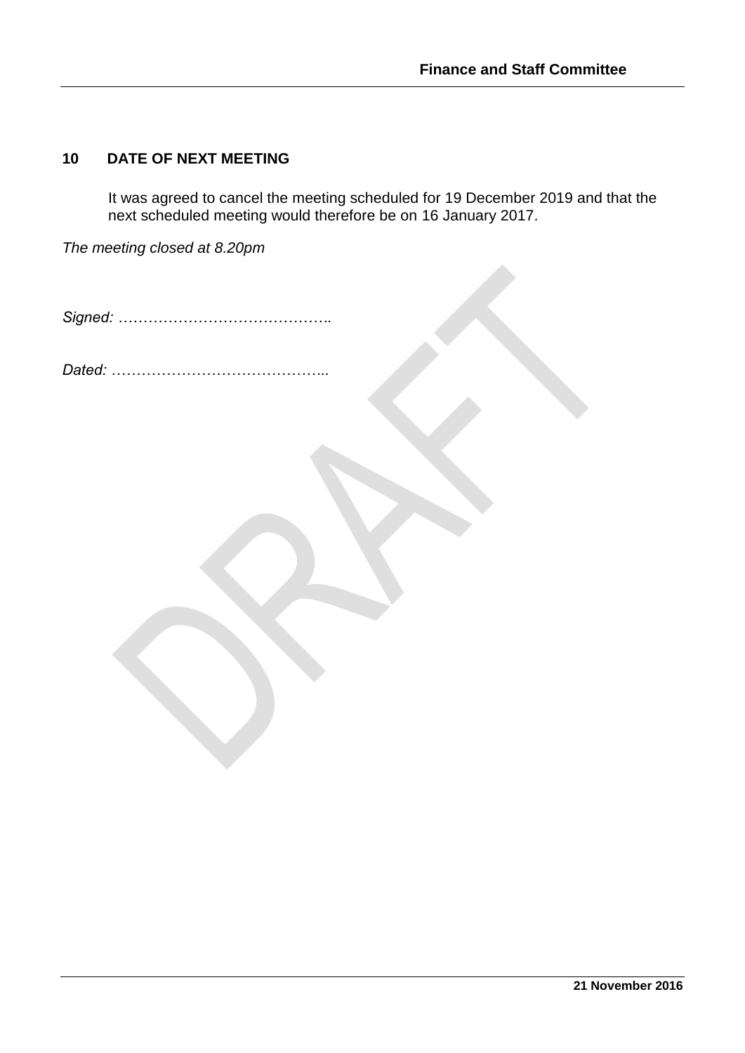## 10 DATE OF NEXT MEETING

It was agreed to cancel the meeting scheduled for 19 December 2019 and that the next scheduled meeting would therefore be on 16 January 2017.

*The meeting closed at 8.20pm*

*Signed: …………………………………….*

*Dated: ……………………………………..*